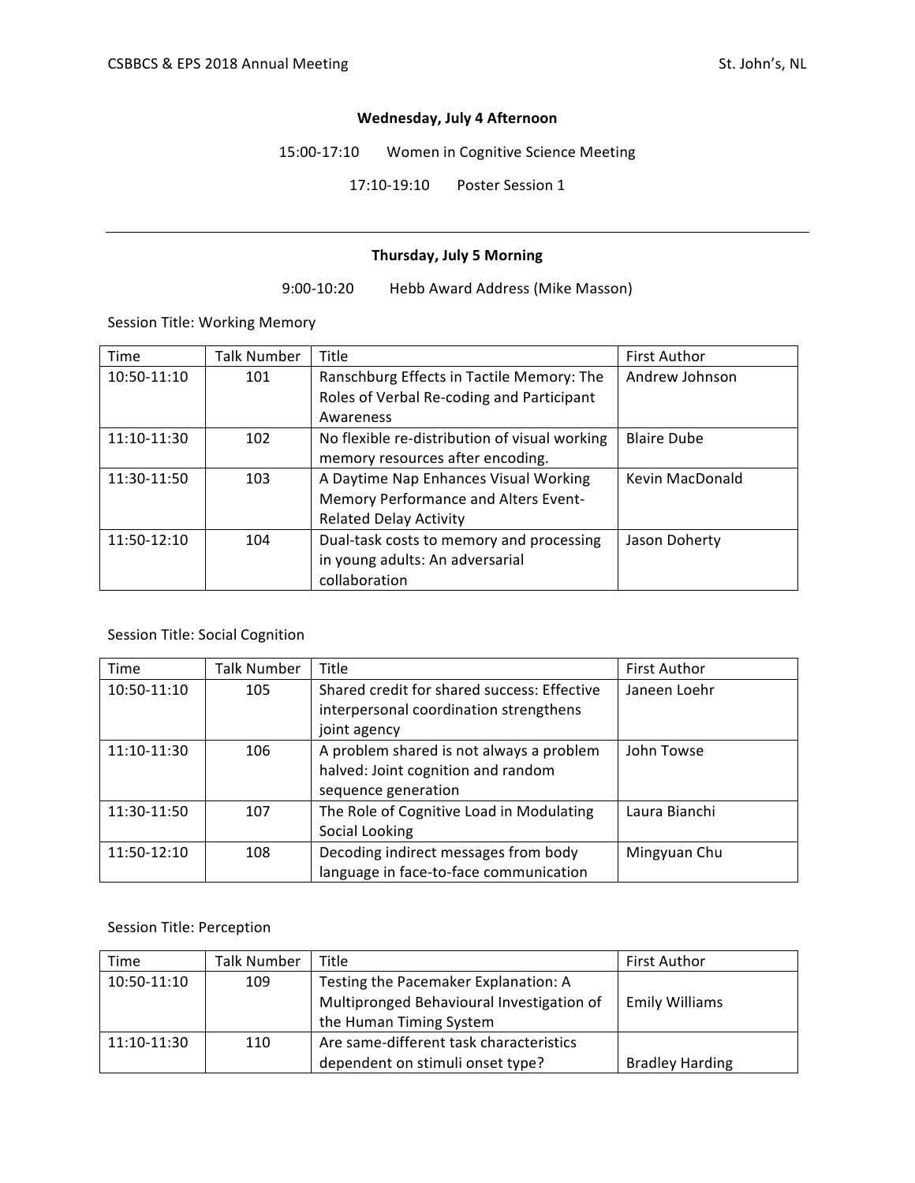**Wednesday, July 4 Afternoon**

15:00-17:10 Women in Cognitive Science Meeting

17:10-19:10 Poster Session 1

---

**Thursday, July 5 Morning**

9:00-10:20 Hebb Award Address (Mike Masson)

Session Title: Working Memory

| Time | Talk Number | Title | First Author |
|---|---|---|---|
| 10:50-11:10 | 101 | Ranschburg Effects in Tactile Memory: The Roles of Verbal Re-coding and Participant Awareness | Andrew Johnson |
| 11:10-11:30 | 102 | No flexible re-distribution of visual working memory resources after encoding. | Blaire Dube |
| 11:30-11:50 | 103 | A Daytime Nap Enhances Visual Working Memory Performance and Alters Event-Related Delay Activity | Kevin MacDonald |
| 11:50-12:10 | 104 | Dual-task costs to memory and processing in young adults: An adversarial collaboration | Jason Doherty |

Session Title: Social Cognition

| Time | Talk Number | Title | First Author |
|---|---|---|---|
| 10:50-11:10 | 105 | Shared credit for shared success: Effective interpersonal coordination strengthens joint agency | Janeen Loehr |
| 11:10-11:30 | 106 | A problem shared is not always a problem halved: Joint cognition and random sequence generation | John Towse |
| 11:30-11:50 | 107 | The Role of Cognitive Load in Modulating Social Looking | Laura Bianchi |
| 11:50-12:10 | 108 | Decoding indirect messages from body language in face-to-face communication | Mingyuan Chu |

Session Title: Perception

| Time | Talk Number | Title | First Author |
|---|---|---|---|
| 10:50-11:10 | 109 | Testing the Pacemaker Explanation: A Multipronged Behavioural Investigation of the Human Timing System | Emily Williams |
| 11:10-11:30 | 110 | Are same-different task characteristics dependent on stimuli onset type? | Bradley Harding |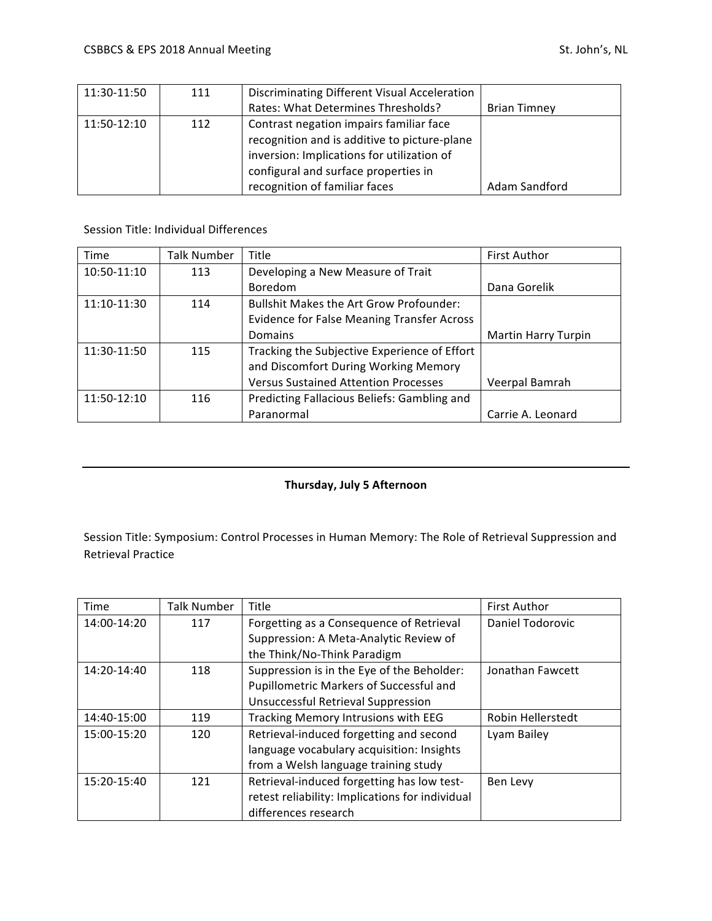| 11:30-11:50 | 111 | Discriminating Different Visual Acceleration Rates: What Determines Thresholds? | Brian Timney |
|---|---|---|---|
| 11:50-12:10 | 112 | Contrast negation impairs familiar face recognition and is additive to picture-plane inversion: Implications for utilization of configural and surface properties in recognition of familiar faces | Adam Sandford |

Session Title: Individual Differences

| Time | Talk Number | Title | First Author |
|---|---|---|---|
| 10:50-11:10 | 113 | Developing a New Measure of Trait Boredom | Dana Gorelik |
| 11:10-11:30 | 114 | Bullshit Makes the Art Grow Profounder: Evidence for False Meaning Transfer Across Domains | Martin Harry Turpin |
| 11:30-11:50 | 115 | Tracking the Subjective Experience of Effort and Discomfort During Working Memory Versus Sustained Attention Processes | Veerpal Bamrah |
| 11:50-12:10 | 116 | Predicting Fallacious Beliefs: Gambling and Paranormal | Carrie A. Leonard |

---

**Thursday, July 5 Afternoon**

Session Title: Symposium: Control Processes in Human Memory: The Role of Retrieval Suppression and Retrieval Practice

| Time | Talk Number | Title | First Author |
|---|---|---|---|
| 14:00-14:20 | 117 | Forgetting as a Consequence of Retrieval Suppression: A Meta-Analytic Review of the Think/No-Think Paradigm | Daniel Todorovic |
| 14:20-14:40 | 118 | Suppression is in the Eye of the Beholder: Pupillometric Markers of Successful and Unsuccessful Retrieval Suppression | Jonathan Fawcett |
| 14:40-15:00 | 119 | Tracking Memory Intrusions with EEG | Robin Hellerstedt |
| 15:00-15:20 | 120 | Retrieval-induced forgetting and second language vocabulary acquisition: Insights from a Welsh language training study | Lyam Bailey |
| 15:20-15:40 | 121 | Retrieval-induced forgetting has low test-retest reliability: Implications for individual differences research | Ben Levy |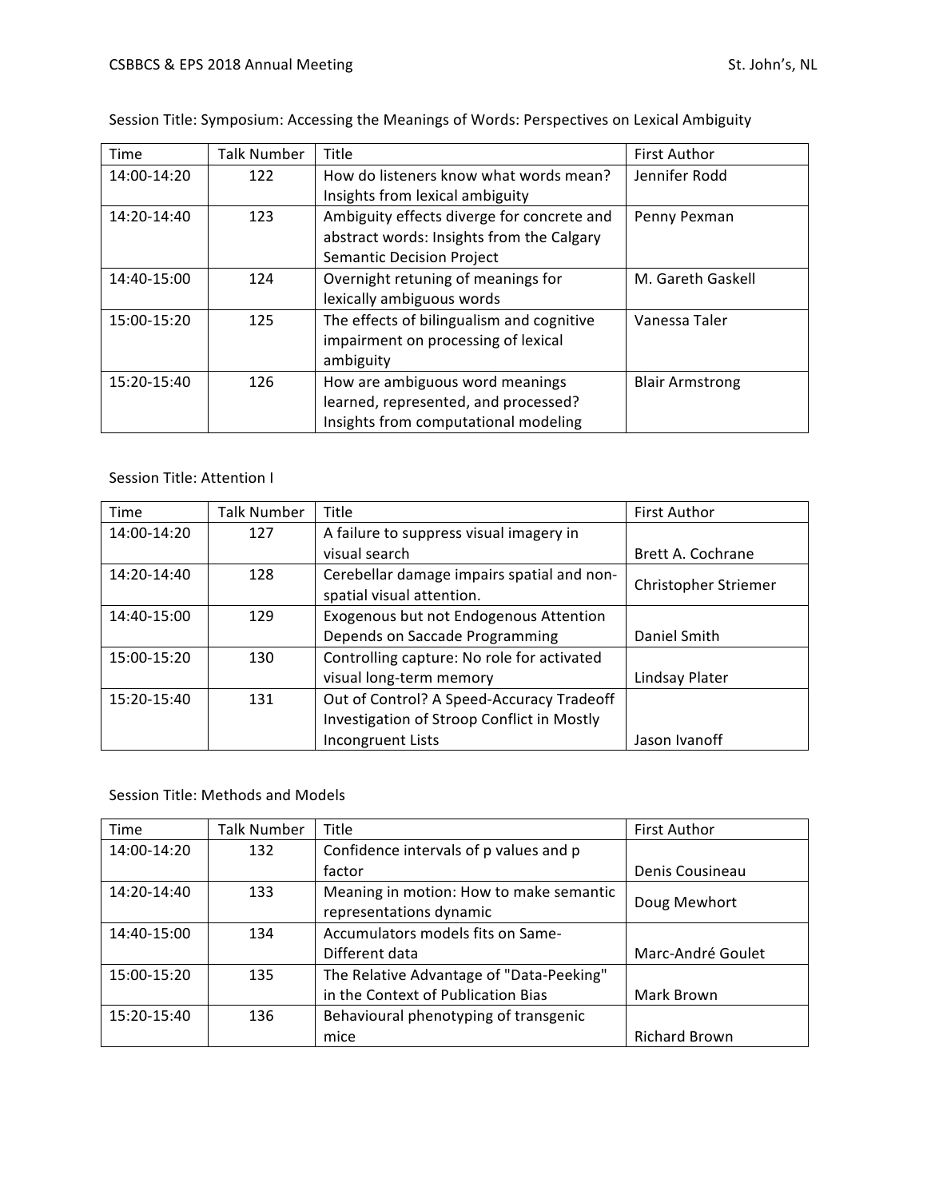Session Title: Symposium: Accessing the Meanings of Words: Perspectives on Lexical Ambiguity

| Time | Talk Number | Title | First Author |
|---|---|---|---|
| 14:00-14:20 | 122 | How do listeners know what words mean? Insights from lexical ambiguity | Jennifer Rodd |
| 14:20-14:40 | 123 | Ambiguity effects diverge for concrete and abstract words: Insights from the Calgary Semantic Decision Project | Penny Pexman |
| 14:40-15:00 | 124 | Overnight retuning of meanings for lexically ambiguous words | M. Gareth Gaskell |
| 15:00-15:20 | 125 | The effects of bilingualism and cognitive impairment on processing of lexical ambiguity | Vanessa Taler |
| 15:20-15:40 | 126 | How are ambiguous word meanings learned, represented, and processed? Insights from computational modeling | Blair Armstrong |

Session Title: Attention I

| Time | Talk Number | Title | First Author |
|---|---|---|---|
| 14:00-14:20 | 127 | A failure to suppress visual imagery in visual search | Brett A. Cochrane |
| 14:20-14:40 | 128 | Cerebellar damage impairs spatial and non-spatial visual attention. | Christopher Striemer |
| 14:40-15:00 | 129 | Exogenous but not Endogenous Attention Depends on Saccade Programming | Daniel Smith |
| 15:00-15:20 | 130 | Controlling capture: No role for activated visual long-term memory | Lindsay Plater |
| 15:20-15:40 | 131 | Out of Control? A Speed-Accuracy Tradeoff Investigation of Stroop Conflict in Mostly Incongruent Lists | Jason Ivanoff |

Session Title: Methods and Models

| Time | Talk Number | Title | First Author |
|---|---|---|---|
| 14:00-14:20 | 132 | Confidence intervals of p values and p factor | Denis Cousineau |
| 14:20-14:40 | 133 | Meaning in motion: How to make semantic representations dynamic | Doug Mewhort |
| 14:40-15:00 | 134 | Accumulators models fits on Same-Different data | Marc-André Goulet |
| 15:00-15:20 | 135 | The Relative Advantage of "Data-Peeking" in the Context of Publication Bias | Mark Brown |
| 15:20-15:40 | 136 | Behavioural phenotyping of transgenic mice | Richard Brown |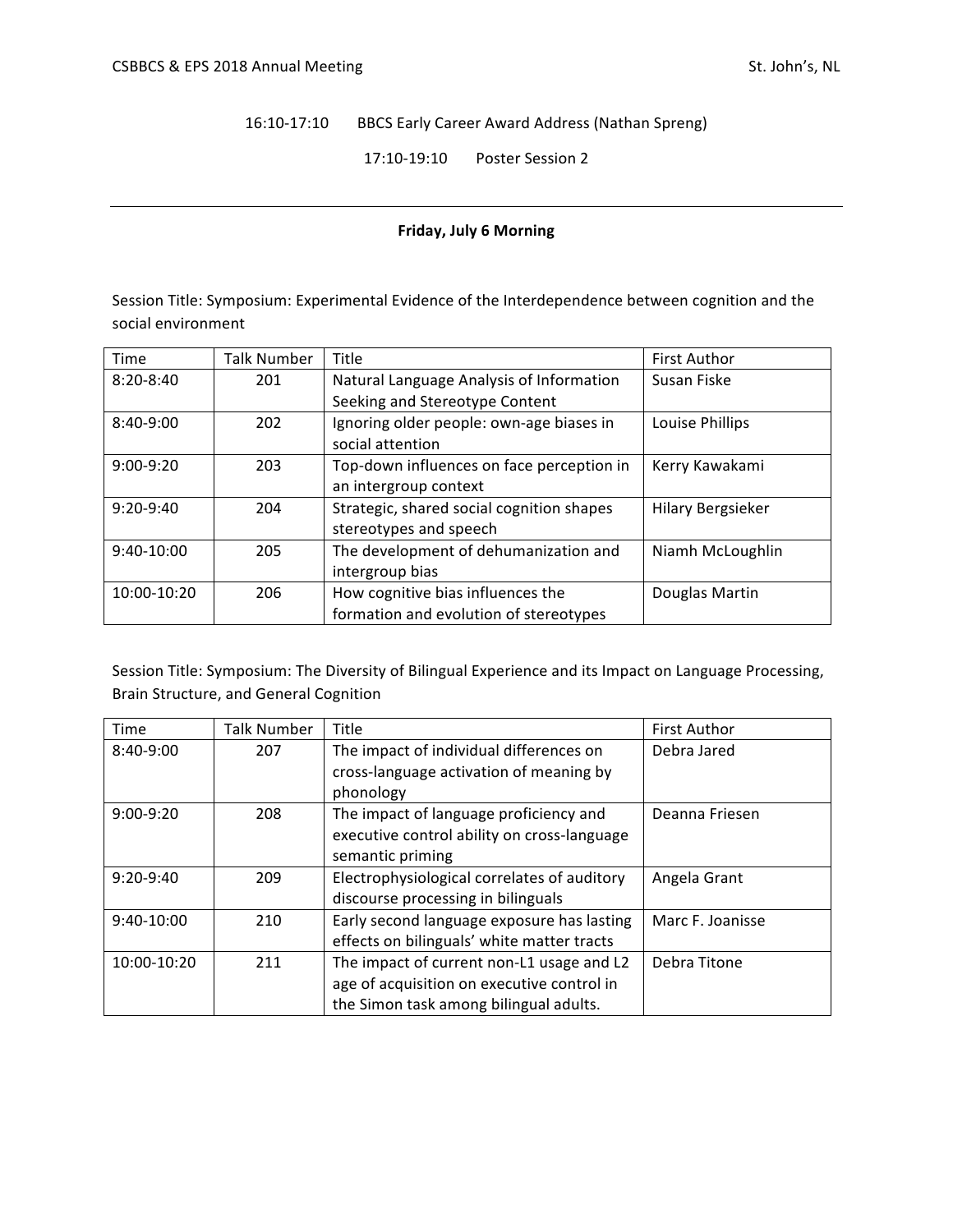16:10-17:10 BBCS Early Career Award Address (Nathan Spreng)

17:10-19:10 Poster Session 2

---

**Friday, July 6 Morning**

Session Title: Symposium: Experimental Evidence of the Interdependence between cognition and the social environment

| Time | Talk Number | Title | First Author |
|---|---|---|---|
| 8:20-8:40 | 201 | Natural Language Analysis of Information Seeking and Stereotype Content | Susan Fiske |
| 8:40-9:00 | 202 | Ignoring older people: own-age biases in social attention | Louise Phillips |
| 9:00-9:20 | 203 | Top-down influences on face perception in an intergroup context | Kerry Kawakami |
| 9:20-9:40 | 204 | Strategic, shared social cognition shapes stereotypes and speech | Hilary Bergsieker |
| 9:40-10:00 | 205 | The development of dehumanization and intergroup bias | Niamh McLoughlin |
| 10:00-10:20 | 206 | How cognitive bias influences the formation and evolution of stereotypes | Douglas Martin |

Session Title: Symposium: The Diversity of Bilingual Experience and its Impact on Language Processing, Brain Structure, and General Cognition

| Time | Talk Number | Title | First Author |
|---|---|---|---|
| 8:40-9:00 | 207 | The impact of individual differences on cross-language activation of meaning by phonology | Debra Jared |
| 9:00-9:20 | 208 | The impact of language proficiency and executive control ability on cross-language semantic priming | Deanna Friesen |
| 9:20-9:40 | 209 | Electrophysiological correlates of auditory discourse processing in bilinguals | Angela Grant |
| 9:40-10:00 | 210 | Early second language exposure has lasting effects on bilinguals' white matter tracts | Marc F. Joanisse |
| 10:00-10:20 | 211 | The impact of current non-L1 usage and L2 age of acquisition on executive control in the Simon task among bilingual adults. | Debra Titone |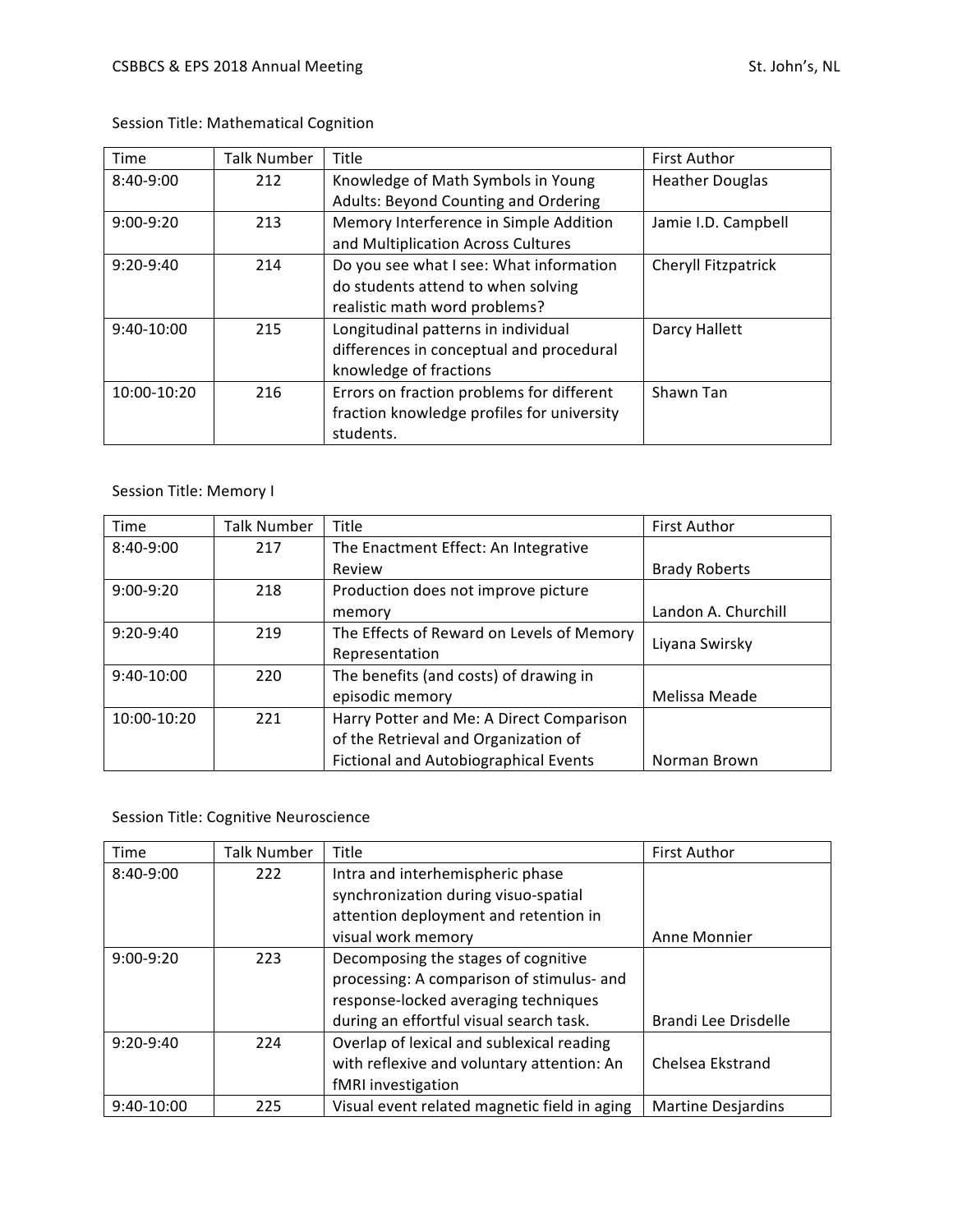Session Title: Mathematical Cognition

| Time | Talk Number | Title | First Author |
|---|---|---|---|
| 8:40-9:00 | 212 | Knowledge of Math Symbols in Young Adults: Beyond Counting and Ordering | Heather Douglas |
| 9:00-9:20 | 213 | Memory Interference in Simple Addition and Multiplication Across Cultures | Jamie I.D. Campbell |
| 9:20-9:40 | 214 | Do you see what I see: What information do students attend to when solving realistic math word problems? | Cheryll Fitzpatrick |
| 9:40-10:00 | 215 | Longitudinal patterns in individual differences in conceptual and procedural knowledge of fractions | Darcy Hallett |
| 10:00-10:20 | 216 | Errors on fraction problems for different fraction knowledge profiles for university students. | Shawn Tan |

Session Title: Memory I

| Time | Talk Number | Title | First Author |
|---|---|---|---|
| 8:40-9:00 | 217 | The Enactment Effect: An Integrative Review | Brady Roberts |
| 9:00-9:20 | 218 | Production does not improve picture memory | Landon A. Churchill |
| 9:20-9:40 | 219 | The Effects of Reward on Levels of Memory Representation | Liyana Swirsky |
| 9:40-10:00 | 220 | The benefits (and costs) of drawing in episodic memory | Melissa Meade |
| 10:00-10:20 | 221 | Harry Potter and Me: A Direct Comparison of the Retrieval and Organization of Fictional and Autobiographical Events | Norman Brown |

Session Title: Cognitive Neuroscience

| Time | Talk Number | Title | First Author |
|---|---|---|---|
| 8:40-9:00 | 222 | Intra and interhemispheric phase synchronization during visuo-spatial attention deployment and retention in visual work memory | Anne Monnier |
| 9:00-9:20 | 223 | Decomposing the stages of cognitive processing: A comparison of stimulus- and response-locked averaging techniques during an effortful visual search task. | Brandi Lee Drisdelle |
| 9:20-9:40 | 224 | Overlap of lexical and sublexical reading with reflexive and voluntary attention: An fMRI investigation | Chelsea Ekstrand |
| 9:40-10:00 | 225 | Visual event related magnetic field in aging | Martine Desjardins |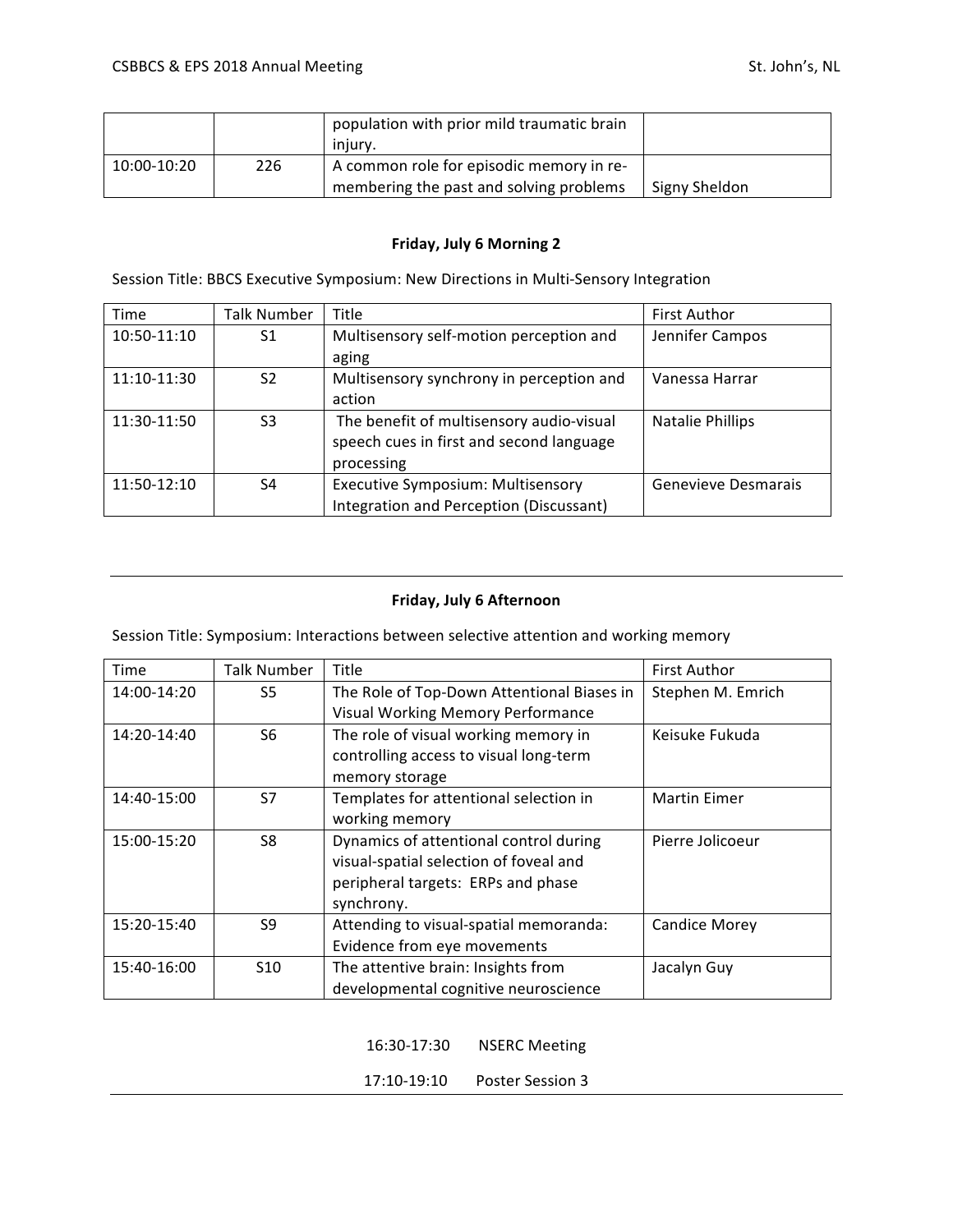|  |  | population with prior mild traumatic brain injury. |  |
| --- | --- | --- | --- |
| 10:00-10:20 | 226 | A common role for episodic memory in re-membering the past and solving problems | Signy Sheldon |

### Friday, July 6 Morning 2

Session Title: BBCS Executive Symposium: New Directions in Multi-Sensory Integration

| Time | Talk Number | Title | First Author |
| --- | --- | --- | --- |
| 10:50-11:10 | S1 | Multisensory self-motion perception and aging | Jennifer Campos |
| 11:10-11:30 | S2 | Multisensory synchrony in perception and action | Vanessa Harrar |
| 11:30-11:50 | S3 | The benefit of multisensory audio-visual speech cues in first and second language processing | Natalie Phillips |
| 11:50-12:10 | S4 | Executive Symposium: Multisensory Integration and Perception (Discussant) | Genevieve Desmarais |

---

### Friday, July 6 Afternoon

Session Title: Symposium: Interactions between selective attention and working memory

| Time | Talk Number | Title | First Author |
| --- | --- | --- | --- |
| 14:00-14:20 | S5 | The Role of Top-Down Attentional Biases in Visual Working Memory Performance | Stephen M. Emrich |
| 14:20-14:40 | S6 | The role of visual working memory in controlling access to visual long-term memory storage | Keisuke Fukuda |
| 14:40-15:00 | S7 | Templates for attentional selection in working memory | Martin Eimer |
| 15:00-15:20 | S8 | Dynamics of attentional control during visual-spatial selection of foveal and peripheral targets: ERPs and phase synchrony. | Pierre Jolicoeur |
| 15:20-15:40 | S9 | Attending to visual-spatial memoranda: Evidence from eye movements | Candice Morey |
| 15:40-16:00 | S10 | The attentive brain: Insights from developmental cognitive neuroscience | Jacalyn Guy |

16:30-17:30 NSERC Meeting

17:10-19:10 Poster Session 3

---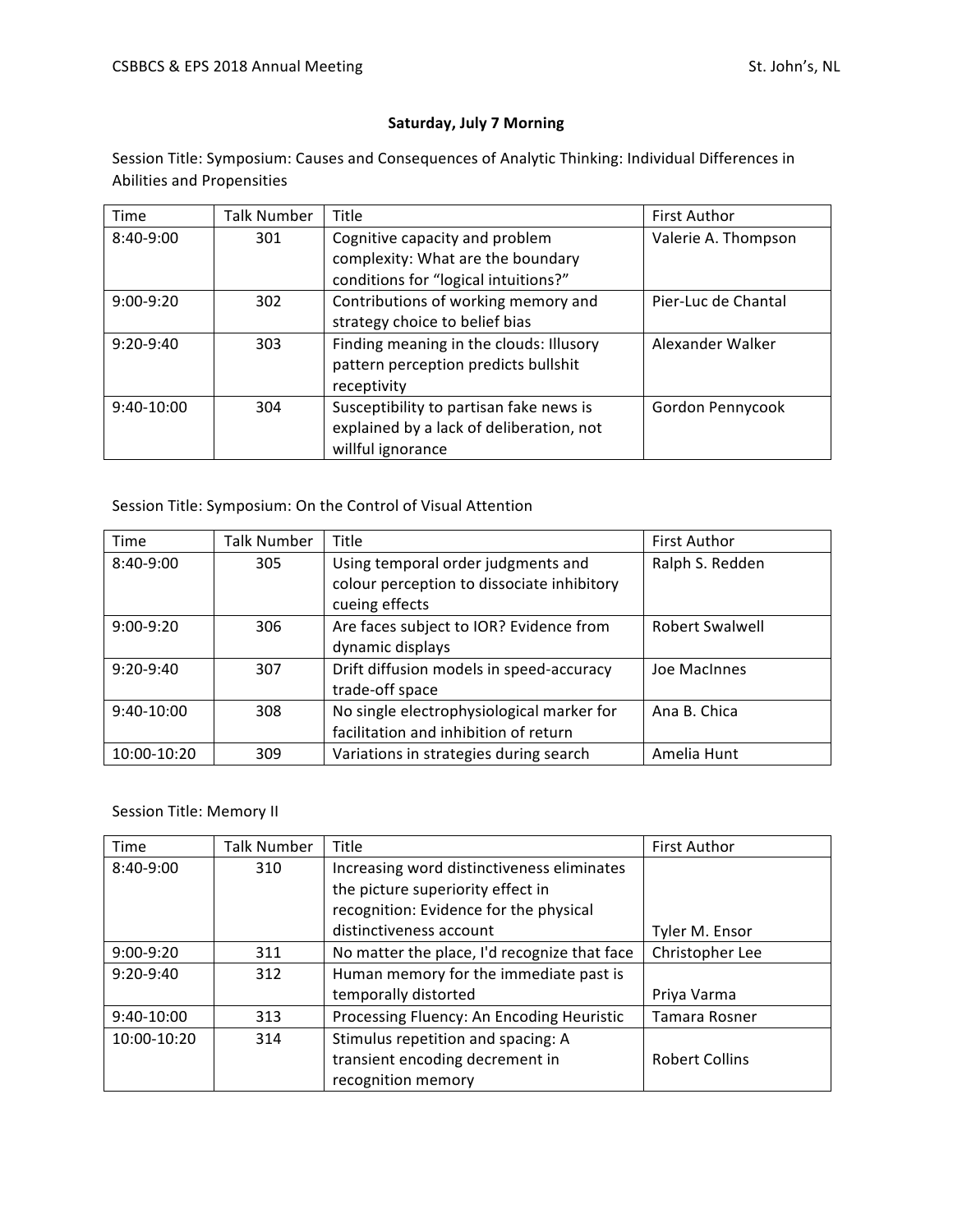## Saturday, July 7 Morning

Session Title: Symposium: Causes and Consequences of Analytic Thinking: Individual Differences in Abilities and Propensities

| Time | Talk Number | Title | First Author |
| --- | --- | --- | --- |
| 8:40-9:00 | 301 | Cognitive capacity and problem complexity: What are the boundary conditions for "logical intuitions?" | Valerie A. Thompson |
| 9:00-9:20 | 302 | Contributions of working memory and strategy choice to belief bias | Pier-Luc de Chantal |
| 9:20-9:40 | 303 | Finding meaning in the clouds: Illusory pattern perception predicts bullshit receptivity | Alexander Walker |
| 9:40-10:00 | 304 | Susceptibility to partisan fake news is explained by a lack of deliberation, not willful ignorance | Gordon Pennycook |

Session Title: Symposium: On the Control of Visual Attention

| Time | Talk Number | Title | First Author |
| --- | --- | --- | --- |
| 8:40-9:00 | 305 | Using temporal order judgments and colour perception to dissociate inhibitory cueing effects | Ralph S. Redden |
| 9:00-9:20 | 306 | Are faces subject to IOR? Evidence from dynamic displays | Robert Swalwell |
| 9:20-9:40 | 307 | Drift diffusion models in speed-accuracy trade-off space | Joe MacInnes |
| 9:40-10:00 | 308 | No single electrophysiological marker for facilitation and inhibition of return | Ana B. Chica |
| 10:00-10:20 | 309 | Variations in strategies during search | Amelia Hunt |

Session Title: Memory II

| Time | Talk Number | Title | First Author |
| --- | --- | --- | --- |
| 8:40-9:00 | 310 | Increasing word distinctiveness eliminates the picture superiority effect in recognition: Evidence for the physical distinctiveness account | Tyler M. Ensor |
| 9:00-9:20 | 311 | No matter the place, I'd recognize that face | Christopher Lee |
| 9:20-9:40 | 312 | Human memory for the immediate past is temporally distorted | Priya Varma |
| 9:40-10:00 | 313 | Processing Fluency: An Encoding Heuristic | Tamara Rosner |
| 10:00-10:20 | 314 | Stimulus repetition and spacing: A transient encoding decrement in recognition memory | Robert Collins |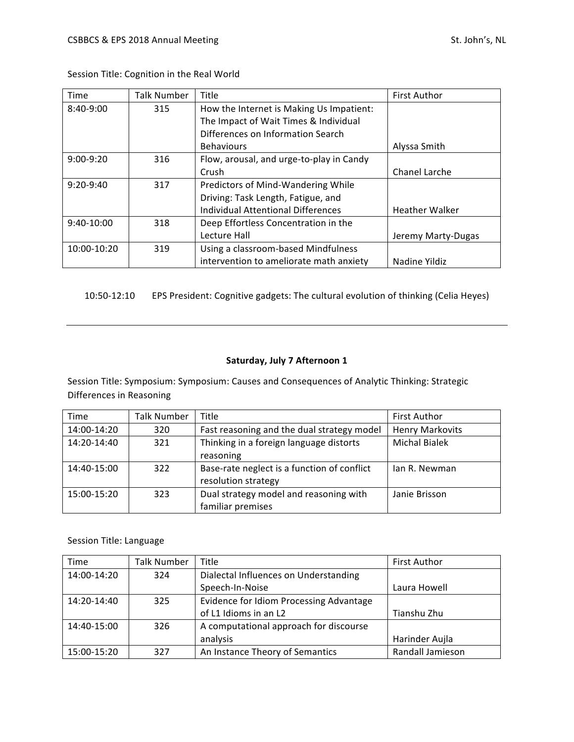Session Title: Cognition in the Real World

| Time | Talk Number | Title | First Author |
| --- | --- | --- | --- |
| 8:40-9:00 | 315 | How the Internet is Making Us Impatient: The Impact of Wait Times & Individual Differences on Information Search Behaviours | Alyssa Smith |
| 9:00-9:20 | 316 | Flow, arousal, and urge-to-play in Candy Crush | Chanel Larche |
| 9:20-9:40 | 317 | Predictors of Mind-Wandering While Driving: Task Length, Fatigue, and Individual Attentional Differences | Heather Walker |
| 9:40-10:00 | 318 | Deep Effortless Concentration in the Lecture Hall | Jeremy Marty-Dugas |
| 10:00-10:20 | 319 | Using a classroom-based Mindfulness intervention to ameliorate math anxiety | Nadine Yildiz |

10:50-12:10 EPS President: Cognitive gadgets: The cultural evolution of thinking (Celia Heyes)

---

**Saturday, July 7 Afternoon 1**

Session Title: Symposium: Symposium: Causes and Consequences of Analytic Thinking: Strategic Differences in Reasoning

| Time | Talk Number | Title | First Author |
| --- | --- | --- | --- |
| 14:00-14:20 | 320 | Fast reasoning and the dual strategy model | Henry Markovits |
| 14:20-14:40 | 321 | Thinking in a foreign language distorts reasoning | Michal Bialek |
| 14:40-15:00 | 322 | Base-rate neglect is a function of conflict resolution strategy | Ian R. Newman |
| 15:00-15:20 | 323 | Dual strategy model and reasoning with familiar premises | Janie Brisson |

Session Title: Language

| Time | Talk Number | Title | First Author |
| --- | --- | --- | --- |
| 14:00-14:20 | 324 | Dialectal Influences on Understanding Speech-In-Noise | Laura Howell |
| 14:20-14:40 | 325 | Evidence for Idiom Processing Advantage of L1 Idioms in an L2 | Tianshu Zhu |
| 14:40-15:00 | 326 | A computational approach for discourse analysis | Harinder Aujla |
| 15:00-15:20 | 327 | An Instance Theory of Semantics | Randall Jamieson |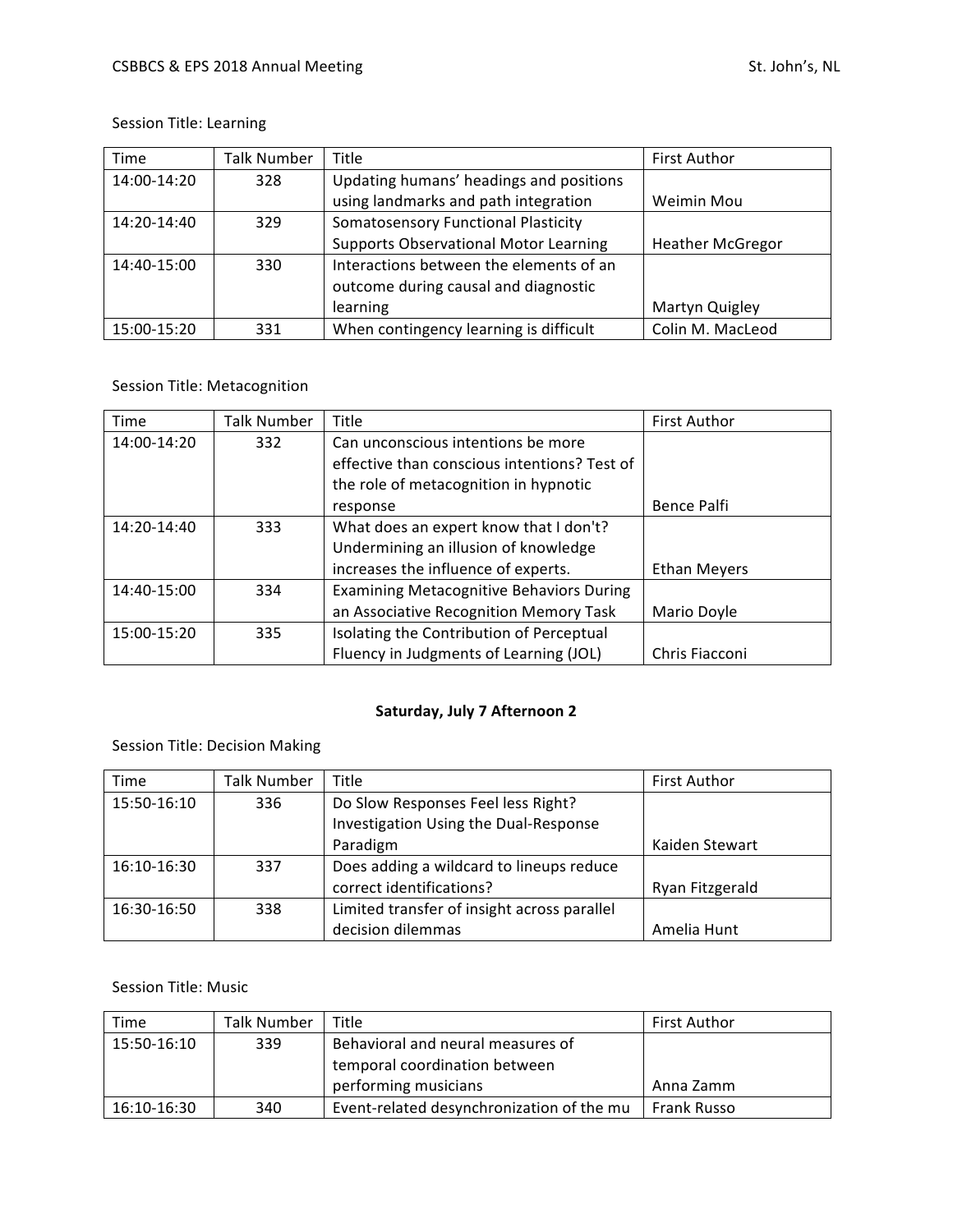Session Title: Learning

| Time | Talk Number | Title | First Author |
|---|---|---|---|
| 14:00-14:20 | 328 | Updating humans' headings and positions using landmarks and path integration | Weimin Mou |
| 14:20-14:40 | 329 | Somatosensory Functional Plasticity Supports Observational Motor Learning | Heather McGregor |
| 14:40-15:00 | 330 | Interactions between the elements of an outcome during causal and diagnostic learning | Martyn Quigley |
| 15:00-15:20 | 331 | When contingency learning is difficult | Colin M. MacLeod |

Session Title: Metacognition

| Time | Talk Number | Title | First Author |
|---|---|---|---|
| 14:00-14:20 | 332 | Can unconscious intentions be more effective than conscious intentions? Test of the role of metacognition in hypnotic response | Bence Palfi |
| 14:20-14:40 | 333 | What does an expert know that I don't? Undermining an illusion of knowledge increases the influence of experts. | Ethan Meyers |
| 14:40-15:00 | 334 | Examining Metacognitive Behaviors During an Associative Recognition Memory Task | Mario Doyle |
| 15:00-15:20 | 335 | Isolating the Contribution of Perceptual Fluency in Judgments of Learning (JOL) | Chris Fiacconi |

## Saturday, July 7 Afternoon 2

Session Title: Decision Making

| Time | Talk Number | Title | First Author |
|---|---|---|---|
| 15:50-16:10 | 336 | Do Slow Responses Feel less Right? Investigation Using the Dual-Response Paradigm | Kaiden Stewart |
| 16:10-16:30 | 337 | Does adding a wildcard to lineups reduce correct identifications? | Ryan Fitzgerald |
| 16:30-16:50 | 338 | Limited transfer of insight across parallel decision dilemmas | Amelia Hunt |

Session Title: Music

| Time | Talk Number | Title | First Author |
|---|---|---|---|
| 15:50-16:10 | 339 | Behavioral and neural measures of temporal coordination between performing musicians | Anna Zamm |
| 16:10-16:30 | 340 | Event-related desynchronization of the mu | Frank Russo |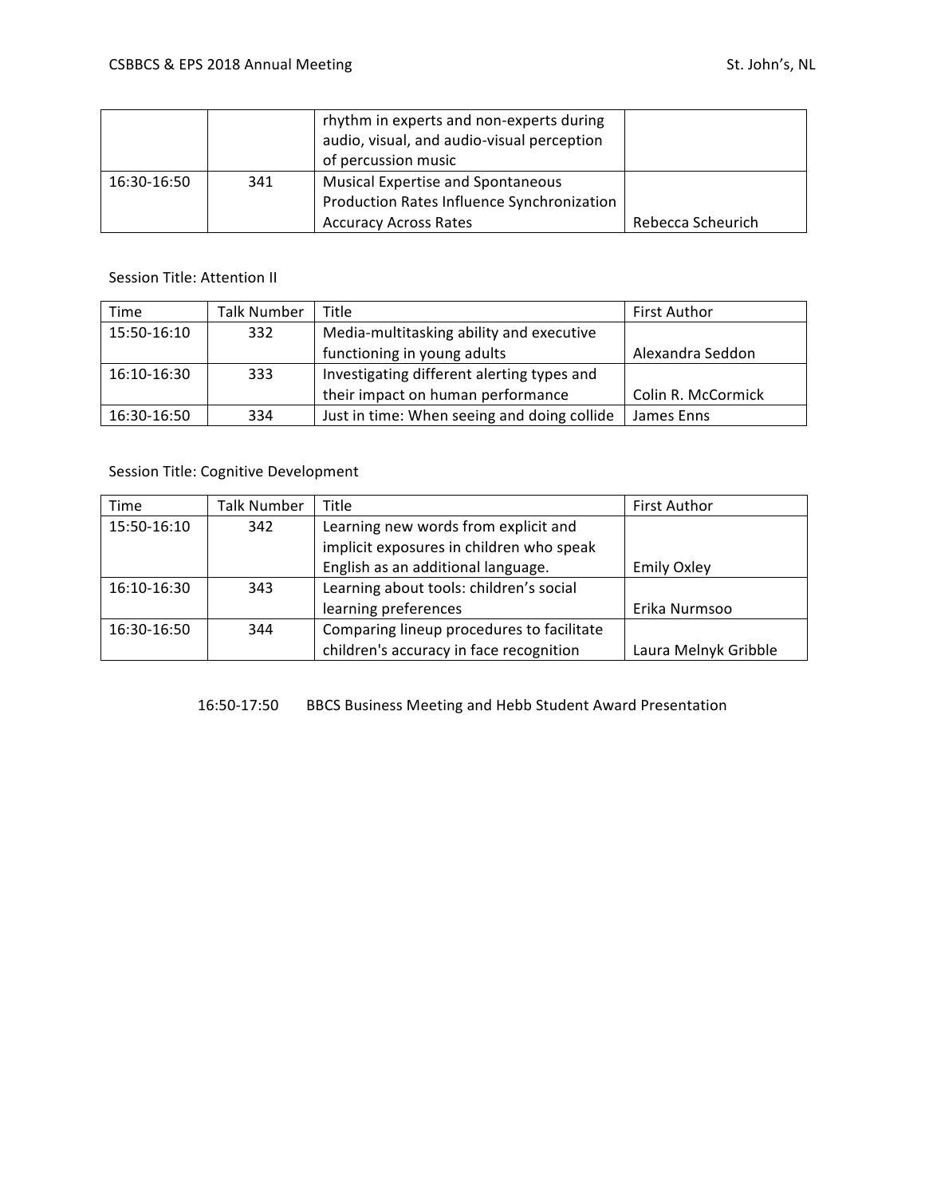| | | | |
|---|---|---|---|
| | | rhythm in experts and non-experts during audio, visual, and audio-visual perception of percussion music | |
| 16:30-16:50 | 341 | Musical Expertise and Spontaneous Production Rates Influence Synchronization Accuracy Across Rates | Rebecca Scheurich |

Session Title: Attention II

| Time | Talk Number | Title | First Author |
|---|---|---|---|
| 15:50-16:10 | 332 | Media-multitasking ability and executive functioning in young adults | Alexandra Seddon |
| 16:10-16:30 | 333 | Investigating different alerting types and their impact on human performance | Colin R. McCormick |
| 16:30-16:50 | 334 | Just in time: When seeing and doing collide | James Enns |

Session Title: Cognitive Development

| Time | Talk Number | Title | First Author |
|---|---|---|---|
| 15:50-16:10 | 342 | Learning new words from explicit and implicit exposures in children who speak English as an additional language. | Emily Oxley |
| 16:10-16:30 | 343 | Learning about tools: children's social learning preferences | Erika Nurmsoo |
| 16:30-16:50 | 344 | Comparing lineup procedures to facilitate children's accuracy in face recognition | Laura Melnyk Gribble |

16:50-17:50 BBCS Business Meeting and Hebb Student Award Presentation